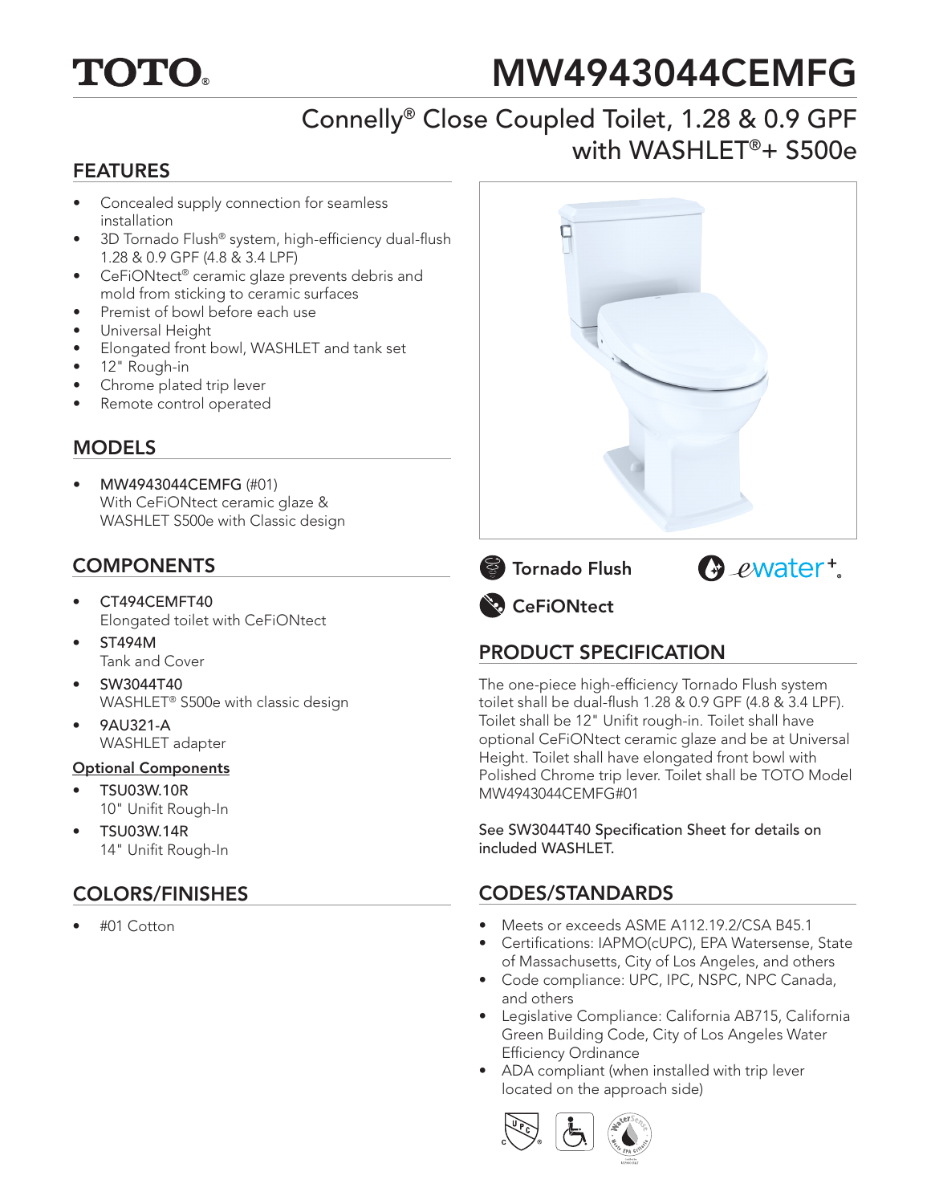# TOTO

# MW4943044CEMFG

## Connelly® Close Coupled Toilet, 1.28 & 0.9 GPF with WASHLET®+ S500e

## FEATURES

- Concealed supply connection for seamless installation
- 3D Tornado Flush® system, high-efficiency dual-flush 1.28 & 0.9 GPF (4.8 & 3.4 LPF)
- CeFiONtect® ceramic glaze prevents debris and mold from sticking to ceramic surfaces
- Premist of bowl before each use
- Universal Height
- Elongated front bowl, WASHLET and tank set
- 12" Rough-in
- Chrome plated trip lever
- Remote control operated

## MODELS

- MW4943044CEMFG (#01)
  With CeFiONtect ceramic glaze & WASHLET S500e with Classic design

## COMPONENTS

- CT494CEMFT40
  Elongated toilet with CeFiONtect
- ST494M
  Tank and Cover
- SW3044T40
  WASHLET® S500e with classic design
- 9AU321-A
  WASHLET adapter

**Optional Components**

- TSU03W.10R
  10" Unifit Rough-In
- TSU03W.14R
  14" Unifit Rough-In

## COLORS/FINISHES

- #01 Cotton

Tornado Flush

ewater+

CeFiONtect

## PRODUCT SPECIFICATION

The one-piece high-efficiency Tornado Flush system toilet shall be dual-flush 1.28 & 0.9 GPF (4.8 & 3.4 LPF). Toilet shall be 12" Unifit rough-in. Toilet shall have optional CeFiONtect ceramic glaze and be at Universal Height. Toilet shall have elongated front bowl with Polished Chrome trip lever. Toilet shall be TOTO Model MW4943044CEMFG#01

See SW3044T40 Specification Sheet for details on included WASHLET.

## CODES/STANDARDS

- Meets or exceeds ASME A112.19.2/CSA B45.1
- Certifications: IAPMO(cUPC), EPA Watersense, State of Massachusetts, City of Los Angeles, and others
- Code compliance: UPC, IPC, NSPC, NPC Canada, and others
- Legislative Compliance: California AB715, California Green Building Code, City of Los Angeles Water Efficiency Ordinance
- ADA compliant (when installed with trip lever located on the approach side)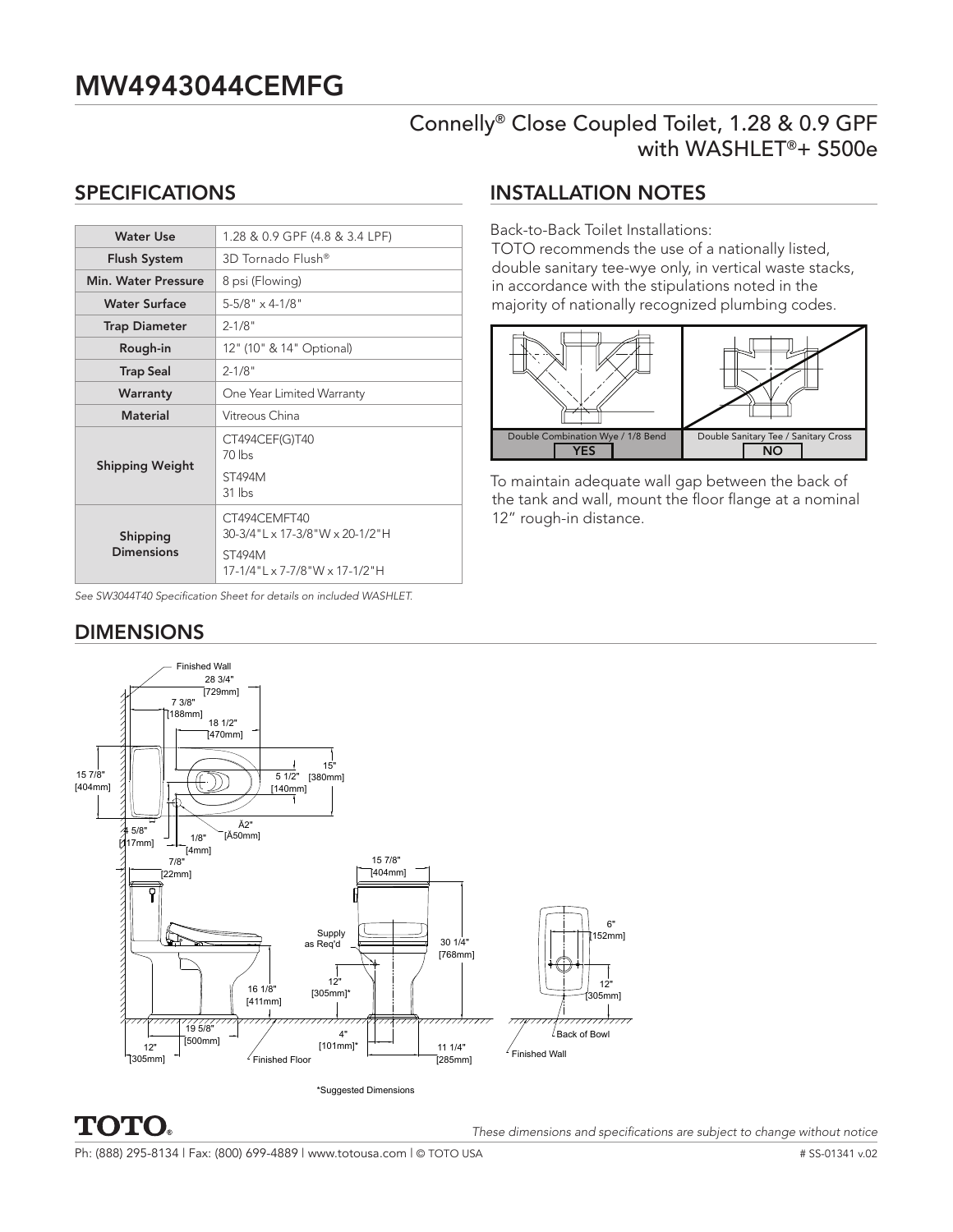# MW4943044CEMFG

## Connelly® Close Coupled Toilet, 1.28 & 0.9 GPF with WASHLET®+ S500e

## SPECIFICATIONS

| | |
|---|---|
| **Water Use** | 1.28 & 0.9 GPF (4.8 & 3.4 LPF) |
| **Flush System** | 3D Tornado Flush® |
| **Min. Water Pressure** | 8 psi (Flowing) |
| **Water Surface** | 5-5/8" x 4-1/8" |
| **Trap Diameter** | 2-1/8" |
| **Rough-in** | 12" (10" & 14" Optional) |
| **Trap Seal** | 2-1/8" |
| **Warranty** | One Year Limited Warranty |
| **Material** | Vitreous China |
| **Shipping Weight** | CT494CEF(G)T40 70 lbs<br>ST494M 31 lbs |
| **Shipping Dimensions** | CT494CEMFT40 30-3/4"L x 17-3/8"W x 20-1/2"H<br>ST494M 17-1/4"L x 7-7/8"W x 17-1/2"H |

*See SW3044T40 Specification Sheet for details on included WASHLET.*

## INSTALLATION NOTES

Back-to-Back Toilet Installations:
TOTO recommends the use of a nationally listed, double sanitary tee-wye only, in vertical waste stacks, in accordance with the stipulations noted in the majority of nationally recognized plumbing codes.

Double Combination Wye / 1/8 Bend
YES

Double Sanitary Tee / Sanitary Cross
NO

To maintain adequate wall gap between the back of the tank and wall, mount the floor flange at a nominal 12" rough-in distance.

## DIMENSIONS

Finished Wall
28 3/4" [729mm]
7 3/8" [188mm]
18 1/2" [470mm]
15" [380mm]
5 1/2" [140mm]
15 7/8" [404mm]
4 5/8" [117mm]
1/8" [4mm]
Ä2" [Ä50mm]
7/8" [22mm]
15 7/8" [404mm]
Supply as Req'd
30 1/4" [768mm]
12" [305mm]*
16 1/8" [411mm]
19 5/8" [500mm]
12" [305mm]
4" [101mm]*
11 1/4" [285mm]
Finished Floor
6" [152mm]
12" [305mm]
Back of Bowl
Finished Wall

*Suggested Dimensions

TOTO®

*These dimensions and specifications are subject to change without notice*

Ph: (888) 295-8134 | Fax: (800) 699-4889 | www.totousa.com | © TOTO USA

# SS-01341 v.02